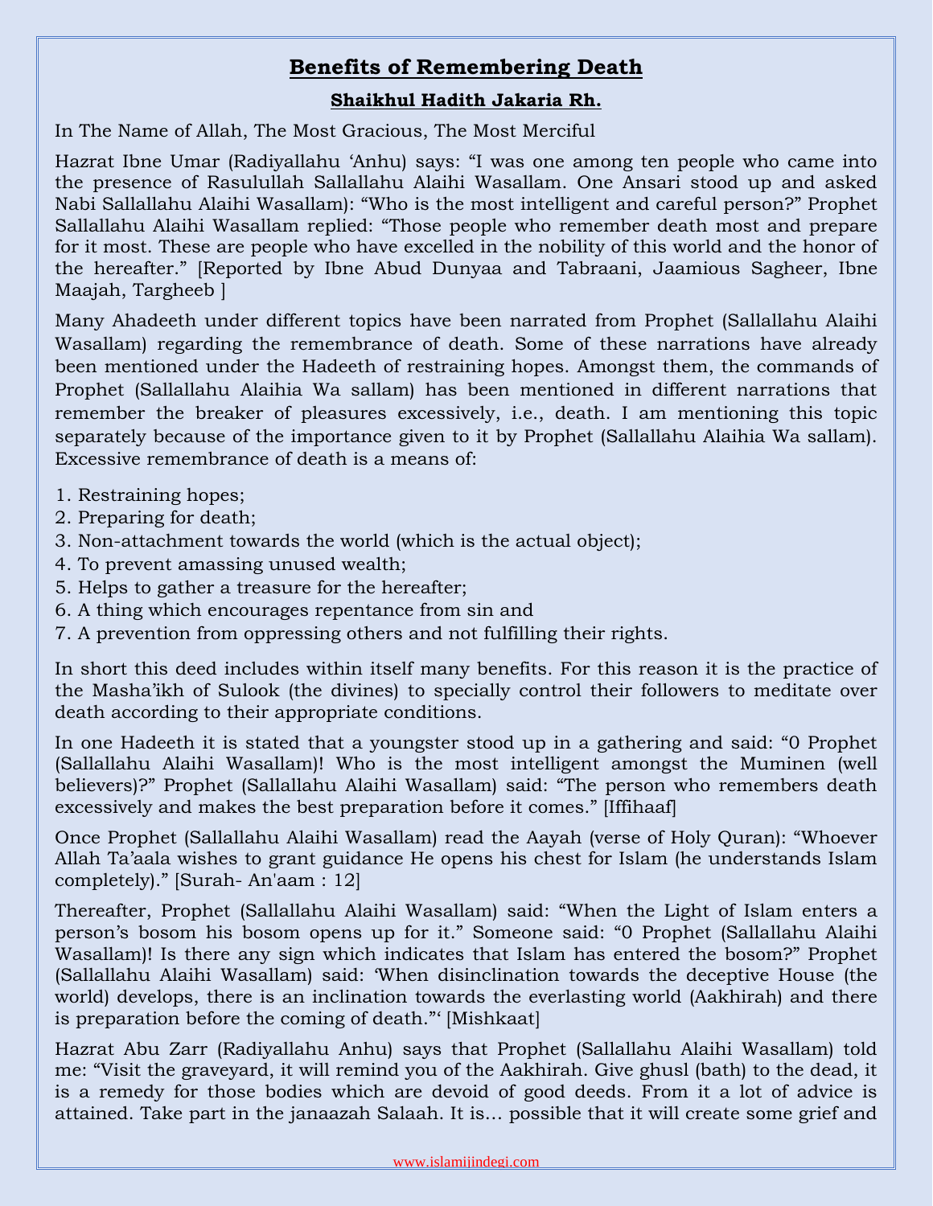# Benefits of Remembering Death

## Shaikhul Hadith Jakaria Rh.

In The Name of Allah, The Most Gracious, The Most Merciful

Hazrat Ibne Umar (Radiyallahu 'Anhu) says: "I was one among ten people who came into the presence of Rasulullah Sallallahu Alaihi Wasallam. One Ansari stood up and asked Nabi Sallallahu Alaihi Wasallam): "Who is the most intelligent and careful person?" Prophet Sallallahu Alaihi Wasallam replied: "Those people who remember death most and prepare for it most. These are people who have excelled in the nobility of this world and the honor of the hereafter." [Reported by Ibne Abud Dunyaa and Tabraani, Jaamious Sagheer, Ibne Maajah, Targheeb ]

Many Ahadeeth under different topics have been narrated from Prophet (Sallallahu Alaihi Wasallam) regarding the remembrance of death. Some of these narrations have already been mentioned under the Hadeeth of restraining hopes. Amongst them, the commands of Prophet (Sallallahu Alaihia Wa sallam) has been mentioned in different narrations that remember the breaker of pleasures excessively, i.e., death. I am mentioning this topic separately because of the importance given to it by Prophet (Sallallahu Alaihia Wa sallam). Excessive remembrance of death is a means of:

1. Restraining hopes;
2. Preparing for death;
3. Non-attachment towards the world (which is the actual object);
4. To prevent amassing unused wealth;
5. Helps to gather a treasure for the hereafter;
6. A thing which encourages repentance from sin and
7. A prevention from oppressing others and not fulfilling their rights.

In short this deed includes within itself many benefits. For this reason it is the practice of the Masha'ikh of Sulook (the divines) to specially control their followers to meditate over death according to their appropriate conditions.

In one Hadeeth it is stated that a youngster stood up in a gathering and said: "0 Prophet (Sallallahu Alaihi Wasallam)! Who is the most intelligent amongst the Muminen (well believers)?" Prophet (Sallallahu Alaihi Wasallam) said: "The person who remembers death excessively and makes the best preparation before it comes." [Iffihaaf]

Once Prophet (Sallallahu Alaihi Wasallam) read the Aayah (verse of Holy Quran): "Whoever Allah Ta'aala wishes to grant guidance He opens his chest for Islam (he understands Islam completely)." [Surah- An'aam : 12]

Thereafter, Prophet (Sallallahu Alaihi Wasallam) said: "When the Light of Islam enters a person's bosom his bosom opens up for it." Someone said: "0 Prophet (Sallallahu Alaihi Wasallam)! Is there any sign which indicates that Islam has entered the bosom?" Prophet (Sallallahu Alaihi Wasallam) said: 'When disinclination towards the deceptive House (the world) develops, there is an inclination towards the everlasting world (Aakhirah) and there is preparation before the coming of death."' [Mishkaat]

Hazrat Abu Zarr (Radiyallahu Anhu) says that Prophet (Sallallahu Alaihi Wasallam) told me: "Visit the graveyard, it will remind you of the Aakhirah. Give ghusl (bath) to the dead, it is a remedy for those bodies which are devoid of good deeds. From it a lot of advice is attained. Take part in the janaazah Salaah. It is... possible that it will create some grief and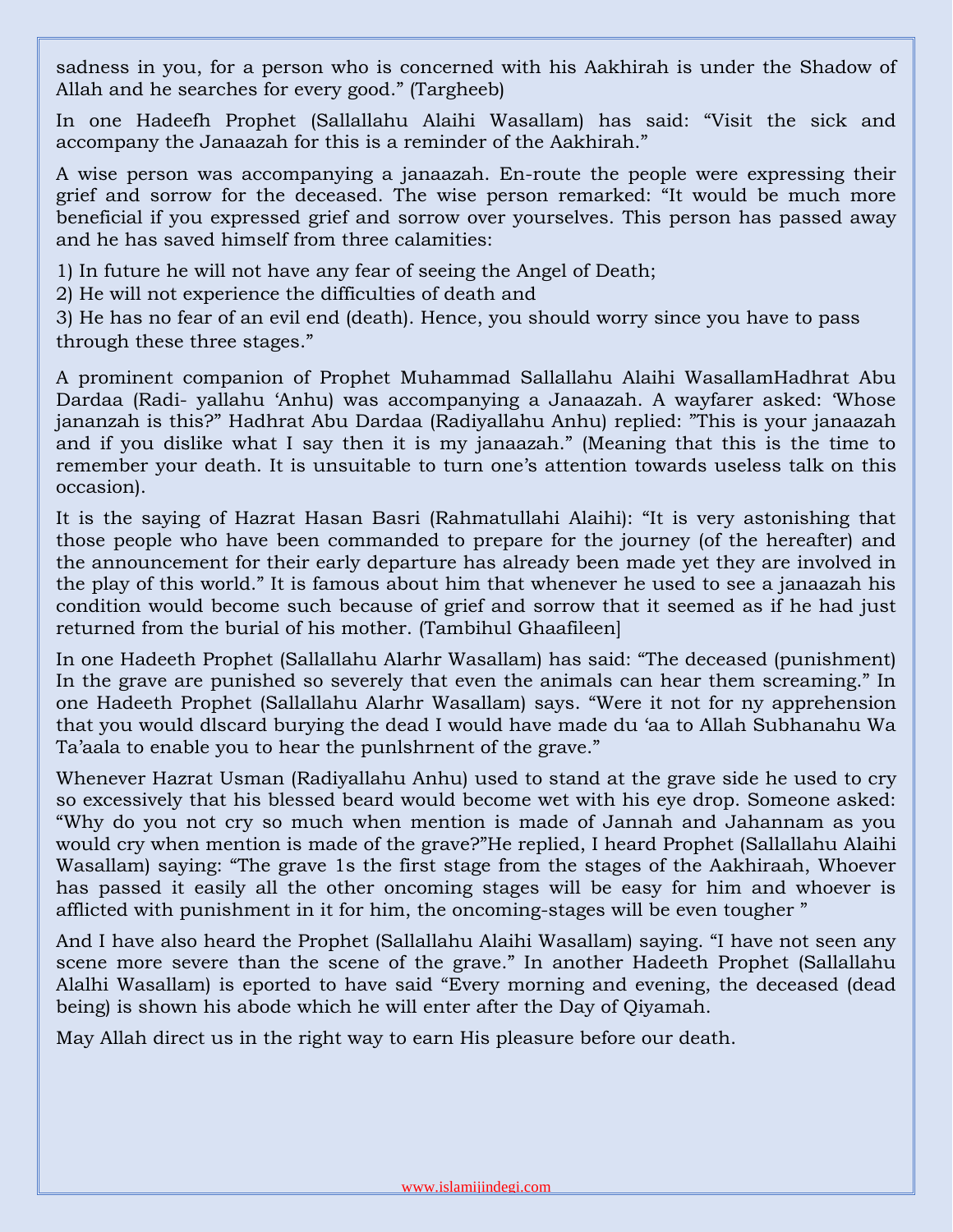sadness in you, for a person who is concerned with his Aakhirah is under the Shadow of Allah and he searches for every good." (Targheeb)

In one Hadeefh Prophet (Sallallahu Alaihi Wasallam) has said: "Visit the sick and accompany the Janaazah for this is a reminder of the Aakhirah."

A wise person was accompanying a janaazah. En-route the people were expressing their grief and sorrow for the deceased. The wise person remarked: "It would be much more beneficial if you expressed grief and sorrow over yourselves. This person has passed away and he has saved himself from three calamities:

1) In future he will not have any fear of seeing the Angel of Death;
2) He will not experience the difficulties of death and
3) He has no fear of an evil end (death). Hence, you should worry since you have to pass through these three stages."

A prominent companion of Prophet Muhammad Sallallahu Alaihi WasallamHadhrat Abu Dardaa (Radi- yallahu 'Anhu) was accompanying a Janaazah. A wayfarer asked: 'Whose jananzah is this?" Hadhrat Abu Dardaa (Radiyallahu Anhu) replied: "This is your janaazah and if you dislike what I say then it is my janaazah." (Meaning that this is the time to remember your death. It is unsuitable to turn one's attention towards useless talk on this occasion).

It is the saying of Hazrat Hasan Basri (Rahmatullahi Alaihi): "It is very astonishing that those people who have been commanded to prepare for the journey (of the hereafter) and the announcement for their early departure has already been made yet they are involved in the play of this world." It is famous about him that whenever he used to see a janaazah his condition would become such because of grief and sorrow that it seemed as if he had just returned from the burial of his mother. (Tambihul Ghaafileen]

In one Hadeeth Prophet (Sallallahu Alarhr Wasallam) has said: "The deceased (punishment) In the grave are punished so severely that even the animals can hear them screaming." In one Hadeeth Prophet (Sallallahu Alarhr Wasallam) says. "Were it not for ny apprehension that you would dlscard burying the dead I would have made du 'aa to Allah Subhanahu Wa Ta'aala to enable you to hear the punlshrnent of the grave."

Whenever Hazrat Usman (Radiyallahu Anhu) used to stand at the grave side he used to cry so excessively that his blessed beard would become wet with his eye drop. Someone asked: "Why do you not cry so much when mention is made of Jannah and Jahannam as you would cry when mention is made of the grave?"He replied, I heard Prophet (Sallallahu Alaihi Wasallam) saying: "The grave 1s the first stage from the stages of the Aakhiraah, Whoever has passed it easily all the other oncoming stages will be easy for him and whoever is afflicted with punishment in it for him, the oncoming-stages will be even tougher "

And I have also heard the Prophet (Sallallahu Alaihi Wasallam) saying. "I have not seen any scene more severe than the scene of the grave." In another Hadeeth Prophet (Sallallahu Alalhi Wasallam) is eported to have said "Every morning and evening, the deceased (dead being) is shown his abode which he will enter after the Day of Qiyamah.

May Allah direct us in the right way to earn His pleasure before our death.